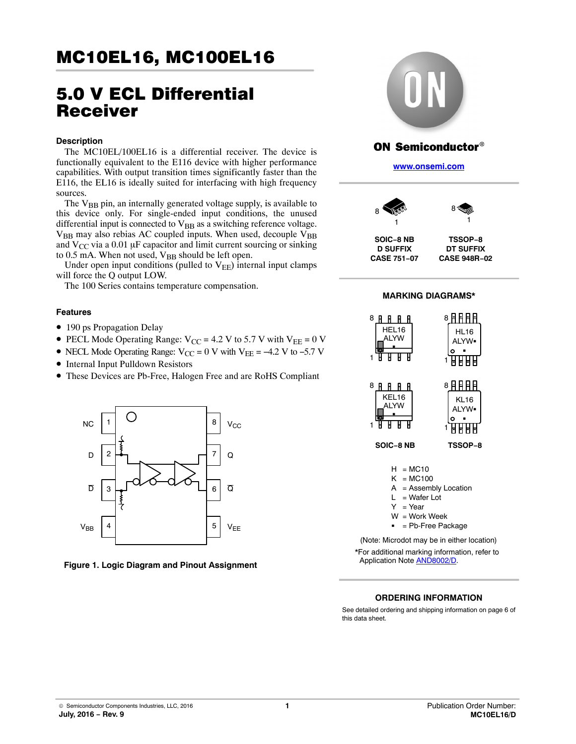# MC10EL16, MC100EL16

# 5.0 V ECL Differential Receiver

### Description

The MC10EL/100EL16 is a differential receiver. The device is functionally equivalent to the E116 device with higher performance capabilities. With output transition times significantly faster than the E116, the EL16 is ideally suited for interfacing with high frequency sources.

The $V_{BB}$ pin, an internally generated voltage supply, is available to this device only. For single-ended input conditions, the unused differential input is connected to $V_{BB}$ as a switching reference voltage. $V_{BB}$ may also rebias AC coupled inputs. When used, decouple $V_{BB}$ and $V_{CC}$ via a 0.01 μF capacitor and limit current sourcing or sinking to 0.5 mA. When not used, $V_{BB}$ should be left open.

Under open input conditions (pulled to $V_{EE}$) internal input clamps will force the Q output LOW.

The 100 Series contains temperature compensation.

### Features

- 190 ps Propagation Delay
- PECL Mode Operating Range: $V_{CC}$ = 4.2 V to 5.7 V with $V_{EE}$ = 0 V
- NECL Mode Operating Range: $V_{CC}$ = 0 V with $V_{EE}$ = −4.2 V to −5.7 V
- Internal Input Pulldown Resistors
- These Devices are Pb-Free, Halogen Free and are RoHS Compliant

| Pin | Name | Pin | Name |
|---|---|---|---|
| 1 | NC | 8 | $V_{CC}$ |
| 2 | D | 7 | Q |
| 3 | $\overline{D}$ | 6 | $\overline{Q}$ |
| 4 | $V_{BB}$ | 5 | $V_{EE}$ |

**Figure 1. Logic Diagram and Pinout Assignment**

**ON Semiconductor®**

www.onsemi.com

| SOIC−8 NB | TSSOP−8 |
|---|---|
| D SUFFIX | DT SUFFIX |
| CASE 751−07 | CASE 948R−02 |

### MARKING DIAGRAMS*

| SOIC−8 NB | TSSOP−8 |
|---|---|
| HEL16 ALYW ▪ | HL16 ALYW▪ ▪ |
| KEL16 ALYW ▪ | KL16 ALYW▪ ▪ |

H = MC10
K = MC100
A = Assembly Location
L = Wafer Lot
Y = Year
W = Work Week
▪ = Pb-Free Package

(Note: Microdot may be in either location)

*For additional marking information, refer to Application Note AND8002/D.

### ORDERING INFORMATION

See detailed ordering and shipping information on page 6 of this data sheet.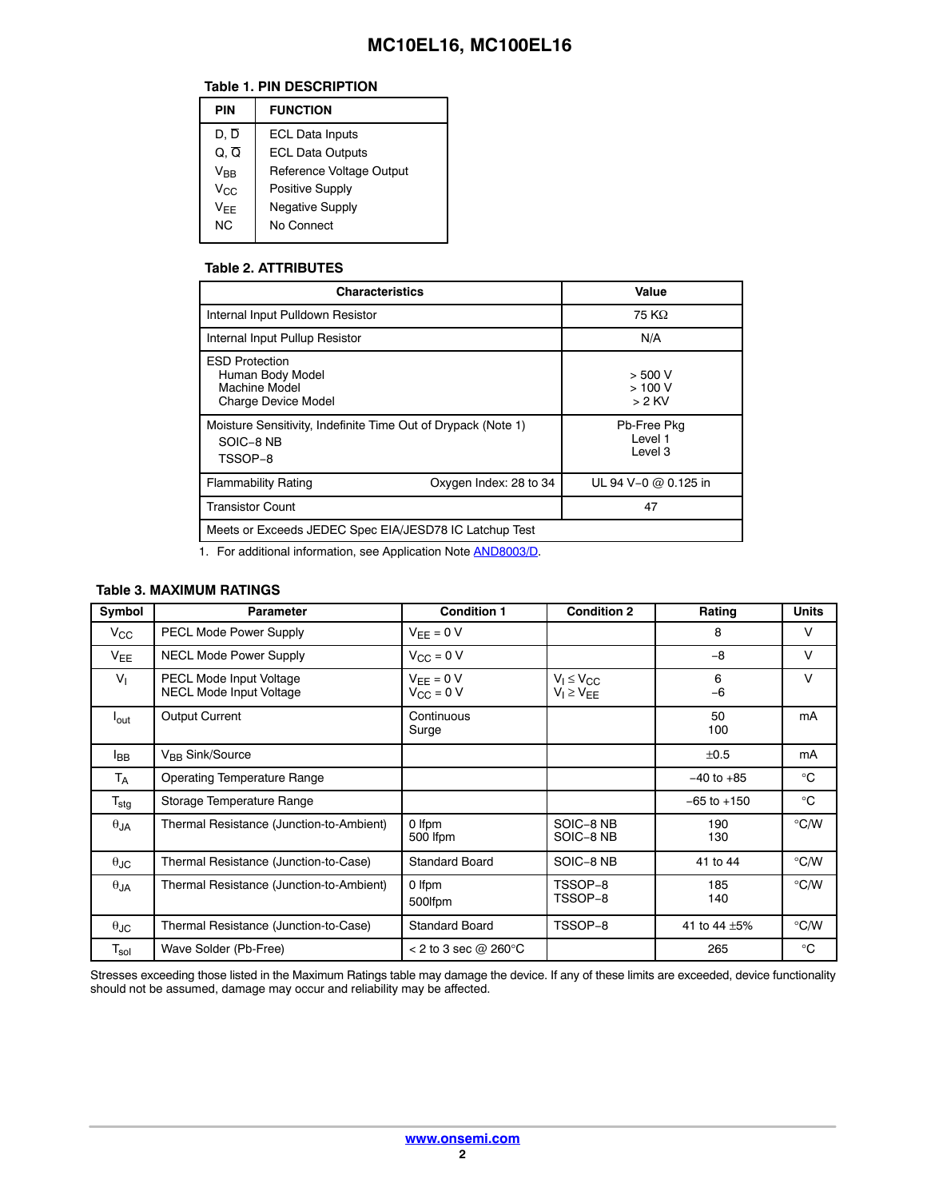**Table 1. PIN DESCRIPTION**

| PIN | FUNCTION |
|---|---|
| D, $\overline{D}$ | ECL Data Inputs |
| Q, $\overline{Q}$ | ECL Data Outputs |
| $V_{BB}$ | Reference Voltage Output |
| $V_{CC}$ | Positive Supply |
| $V_{EE}$ | Negative Supply |
| NC | No Connect |

**Table 2. ATTRIBUTES**

| Characteristics | | Value |
|---|---|---|
| Internal Input Pulldown Resistor | | 75 KΩ |
| Internal Input Pullup Resistor | | N/A |
| ESD Protection<br>Human Body Model<br>Machine Model<br>Charge Device Model | | <br>> 500 V<br>> 100 V<br>> 2 KV |
| Moisture Sensitivity, Indefinite Time Out of Drypack (Note 1)<br>SOIC−8 NB<br>TSSOP−8 | | Pb-Free Pkg<br>Level 1<br>Level 3 |
| Flammability Rating | Oxygen Index: 28 to 34 | UL 94 V−0 @ 0.125 in |
| Transistor Count | | 47 |
| Meets or Exceeds JEDEC Spec EIA/JESD78 IC Latchup Test | | |

1. For additional information, see Application Note AND8003/D.

**Table 3. MAXIMUM RATINGS**

| Symbol | Parameter | Condition 1 | Condition 2 | Rating | Units |
|---|---|---|---|---|---|
| $V_{CC}$ | PECL Mode Power Supply | $V_{EE}$ = 0 V | | 8 | V |
| $V_{EE}$ | NECL Mode Power Supply | $V_{CC}$ = 0 V | | −8 | V |
| $V_I$ | PECL Mode Input Voltage<br>NECL Mode Input Voltage | $V_{EE}$ = 0 V<br>$V_{CC}$ = 0 V | $V_I \leq V_{CC}$<br>$V_I \geq V_{EE}$ | 6<br>−6 | V |
| $I_{out}$ | Output Current | Continuous<br>Surge | | 50<br>100 | mA |
| $I_{BB}$ | $V_{BB}$ Sink/Source | | | ±0.5 | mA |
| $T_A$ | Operating Temperature Range | | | −40 to +85 | °C |
| $T_{stg}$ | Storage Temperature Range | | | −65 to +150 | °C |
| $\theta_{JA}$ | Thermal Resistance (Junction-to-Ambient) | 0 lfpm<br>500 lfpm | SOIC−8 NB<br>SOIC−8 NB | 190<br>130 | °C/W |
| $\theta_{JC}$ | Thermal Resistance (Junction-to-Case) | Standard Board | SOIC−8 NB | 41 to 44 | °C/W |
| $\theta_{JA}$ | Thermal Resistance (Junction-to-Ambient) | 0 lfpm<br>500lfpm | TSSOP−8<br>TSSOP−8 | 185<br>140 | °C/W |
| $\theta_{JC}$ | Thermal Resistance (Junction-to-Case) | Standard Board | TSSOP−8 | 41 to 44 ±5% | °C/W |
| $T_{sol}$ | Wave Solder (Pb-Free) | < 2 to 3 sec @ 260°C | | 265 | °C |

Stresses exceeding those listed in the Maximum Ratings table may damage the device. If any of these limits are exceeded, device functionality should not be assumed, damage may occur and reliability may be affected.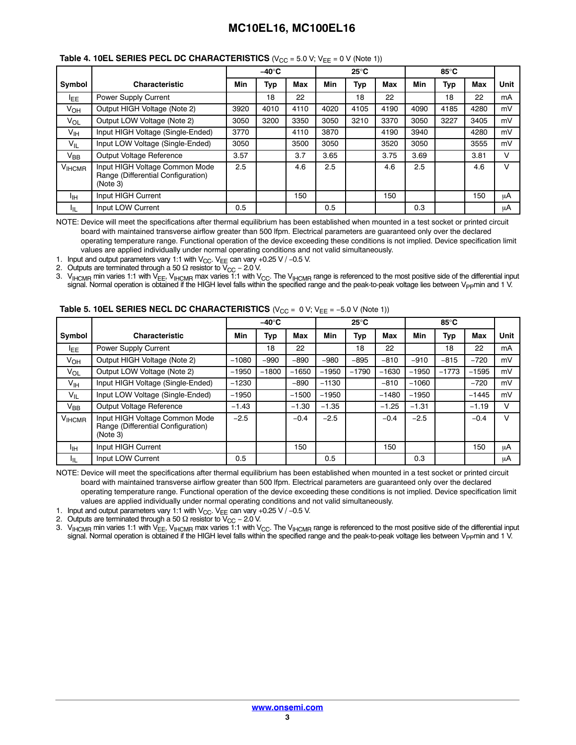**Table 4. 10EL SERIES PECL DC CHARACTERISTICS** ($V_{CC}$ = 5.0 V; $V_{EE}$ = 0 V (Note 1))

| Symbol | Characteristic | −40°C | | | 25°C | | | 85°C | | | Unit |
|---|---|---|---|---|---|---|---|---|---|---|---|
| | | Min | Typ | Max | Min | Typ | Max | Min | Typ | Max | |
| $I_{EE}$ | Power Supply Current | | 18 | 22 | | 18 | 22 | | 18 | 22 | mA |
| $V_{OH}$ | Output HIGH Voltage (Note 2) | 3920 | 4010 | 4110 | 4020 | 4105 | 4190 | 4090 | 4185 | 4280 | mV |
| $V_{OL}$ | Output LOW Voltage (Note 2) | 3050 | 3200 | 3350 | 3050 | 3210 | 3370 | 3050 | 3227 | 3405 | mV |
| $V_{IH}$ | Input HIGH Voltage (Single-Ended) | 3770 | | 4110 | 3870 | | 4190 | 3940 | | 4280 | mV |
| $V_{IL}$ | Input LOW Voltage (Single-Ended) | 3050 | | 3500 | 3050 | | 3520 | 3050 | | 3555 | mV |
| $V_{BB}$ | Output Voltage Reference | 3.57 | | 3.7 | 3.65 | | 3.75 | 3.69 | | 3.81 | V |
| $V_{IHCMR}$ | Input HIGH Voltage Common Mode Range (Differential Configuration) (Note 3) | 2.5 | | 4.6 | 2.5 | | 4.6 | 2.5 | | 4.6 | V |
| $I_{IH}$ | Input HIGH Current | | | 150 | | | 150 | | | 150 | μA |
| $I_{IL}$ | Input LOW Current | 0.5 | | | 0.5 | | | 0.3 | | | μA |

NOTE: Device will meet the specifications after thermal equilibrium has been established when mounted in a test socket or printed circuit board with maintained transverse airflow greater than 500 lfpm. Electrical parameters are guaranteed only over the declared operating temperature range. Functional operation of the device exceeding these conditions is not implied. Device specification limit values are applied individually under normal operating conditions and not valid simultaneously.

1. Input and output parameters vary 1:1 with $V_{CC}$. $V_{EE}$ can vary +0.25 V / −0.5 V.
2. Outputs are terminated through a 50 Ω resistor to $V_{CC}$ − 2.0 V.
3. $V_{IHCMR}$ min varies 1:1 with $V_{EE}$, $V_{IHCMR}$ max varies 1:1 with $V_{CC}$. The $V_{IHCMR}$ range is referenced to the most positive side of the differential input signal. Normal operation is obtained if the HIGH level falls within the specified range and the peak-to-peak voltage lies between $V_{PP}$min and 1 V.

**Table 5. 10EL SERIES NECL DC CHARACTERISTICS** ($V_{CC}$ = 0 V; $V_{EE}$ = −5.0 V (Note 1))

| Symbol | Characteristic | −40°C | | | 25°C | | | 85°C | | | Unit |
|---|---|---|---|---|---|---|---|---|---|---|---|
| | | Min | Typ | Max | Min | Typ | Max | Min | Typ | Max | |
| $I_{EE}$ | Power Supply Current | | 18 | 22 | | 18 | 22 | | 18 | 22 | mA |
| $V_{OH}$ | Output HIGH Voltage (Note 2) | −1080 | −990 | −890 | −980 | −895 | −810 | −910 | −815 | −720 | mV |
| $V_{OL}$ | Output LOW Voltage (Note 2) | −1950 | −1800 | −1650 | −1950 | −1790 | −1630 | −1950 | −1773 | −1595 | mV |
| $V_{IH}$ | Input HIGH Voltage (Single-Ended) | −1230 | | −890 | −1130 | | −810 | −1060 | | −720 | mV |
| $V_{IL}$ | Input LOW Voltage (Single-Ended) | −1950 | | −1500 | −1950 | | −1480 | −1950 | | −1445 | mV |
| $V_{BB}$ | Output Voltage Reference | −1.43 | | −1.30 | −1.35 | | −1.25 | −1.31 | | −1.19 | V |
| $V_{IHCMR}$ | Input HIGH Voltage Common Mode Range (Differential Configuration) (Note 3) | −2.5 | | −0.4 | −2.5 | | −0.4 | −2.5 | | −0.4 | V |
| $I_{IH}$ | Input HIGH Current | | | 150 | | | 150 | | | 150 | μA |
| $I_{IL}$ | Input LOW Current | 0.5 | | | 0.5 | | | 0.3 | | | μA |

NOTE: Device will meet the specifications after thermal equilibrium has been established when mounted in a test socket or printed circuit board with maintained transverse airflow greater than 500 lfpm. Electrical parameters are guaranteed only over the declared operating temperature range. Functional operation of the device exceeding these conditions is not implied. Device specification limit values are applied individually under normal operating conditions and not valid simultaneously.

1. Input and output parameters vary 1:1 with $V_{CC}$. $V_{EE}$ can vary +0.25 V / −0.5 V.
2. Outputs are terminated through a 50 Ω resistor to $V_{CC}$ − 2.0 V.
3. $V_{IHCMR}$ min varies 1:1 with $V_{EE}$, $V_{IHCMR}$ max varies 1:1 with $V_{CC}$. The $V_{IHCMR}$ range is referenced to the most positive side of the differential input signal. Normal operation is obtained if the HIGH level falls within the specified range and the peak-to-peak voltage lies between $V_{PP}$min and 1 V.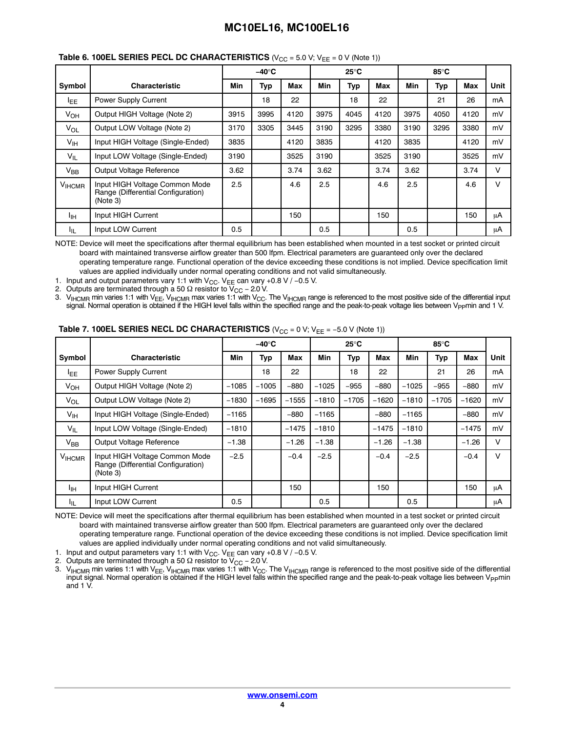**Table 6. 100EL SERIES PECL DC CHARACTERISTICS** ($V_{CC}$ = 5.0 V; $V_{EE}$ = 0 V (Note 1))

| Symbol | Characteristic | −40°C | | | 25°C | | | 85°C | | | Unit |
|---|---|---|---|---|---|---|---|---|---|---|---|
| | | Min | Typ | Max | Min | Typ | Max | Min | Typ | Max | |
| $I_{EE}$ | Power Supply Current | | 18 | 22 | | 18 | 22 | | 21 | 26 | mA |
| $V_{OH}$ | Output HIGH Voltage (Note 2) | 3915 | 3995 | 4120 | 3975 | 4045 | 4120 | 3975 | 4050 | 4120 | mV |
| $V_{OL}$ | Output LOW Voltage (Note 2) | 3170 | 3305 | 3445 | 3190 | 3295 | 3380 | 3190 | 3295 | 3380 | mV |
| $V_{IH}$ | Input HIGH Voltage (Single-Ended) | 3835 | | 4120 | 3835 | | 4120 | 3835 | | 4120 | mV |
| $V_{IL}$ | Input LOW Voltage (Single-Ended) | 3190 | | 3525 | 3190 | | 3525 | 3190 | | 3525 | mV |
| $V_{BB}$ | Output Voltage Reference | 3.62 | | 3.74 | 3.62 | | 3.74 | 3.62 | | 3.74 | V |
| $V_{IHCMR}$ | Input HIGH Voltage Common Mode Range (Differential Configuration) (Note 3) | 2.5 | | 4.6 | 2.5 | | 4.6 | 2.5 | | 4.6 | V |
| $I_{IH}$ | Input HIGH Current | | | 150 | | | 150 | | | 150 | μA |
| $I_{IL}$ | Input LOW Current | 0.5 | | | 0.5 | | | 0.5 | | | μA |

NOTE: Device will meet the specifications after thermal equilibrium has been established when mounted in a test socket or printed circuit board with maintained transverse airflow greater than 500 lfpm. Electrical parameters are guaranteed only over the declared operating temperature range. Functional operation of the device exceeding these conditions is not implied. Device specification limit values are applied individually under normal operating conditions and not valid simultaneously.

1. Input and output parameters vary 1:1 with $V_{CC}$. $V_{EE}$ can vary +0.8 V / −0.5 V.
2. Outputs are terminated through a 50 Ω resistor to $V_{CC}$ − 2.0 V.
3. $V_{IHCMR}$ min varies 1:1 with $V_{EE}$, $V_{IHCMR}$ max varies 1:1 with $V_{CC}$. The $V_{IHCMR}$ range is referenced to the most positive side of the differential input signal. Normal operation is obtained if the HIGH level falls within the specified range and the peak-to-peak voltage lies between $V_{PP}$min and 1 V.

**Table 7. 100EL SERIES NECL DC CHARACTERISTICS** ($V_{CC}$ = 0 V; $V_{EE}$ = −5.0 V (Note 1))

| Symbol | Characteristic | −40°C | | | 25°C | | | 85°C | | | Unit |
|---|---|---|---|---|---|---|---|---|---|---|---|
| | | Min | Typ | Max | Min | Typ | Max | Min | Typ | Max | |
| $I_{EE}$ | Power Supply Current | | 18 | 22 | | 18 | 22 | | 21 | 26 | mA |
| $V_{OH}$ | Output HIGH Voltage (Note 2) | −1085 | −1005 | −880 | −1025 | −955 | −880 | −1025 | −955 | −880 | mV |
| $V_{OL}$ | Output LOW Voltage (Note 2) | −1830 | −1695 | −1555 | −1810 | −1705 | −1620 | −1810 | −1705 | −1620 | mV |
| $V_{IH}$ | Input HIGH Voltage (Single-Ended) | −1165 | | −880 | −1165 | | −880 | −1165 | | −880 | mV |
| $V_{IL}$ | Input LOW Voltage (Single-Ended) | −1810 | | −1475 | −1810 | | −1475 | −1810 | | −1475 | mV |
| $V_{BB}$ | Output Voltage Reference | −1.38 | | −1.26 | −1.38 | | −1.26 | −1.38 | | −1.26 | V |
| $V_{IHCMR}$ | Input HIGH Voltage Common Mode Range (Differential Configuration) (Note 3) | −2.5 | | −0.4 | −2.5 | | −0.4 | −2.5 | | −0.4 | V |
| $I_{IH}$ | Input HIGH Current | | | 150 | | | 150 | | | 150 | μA |
| $I_{IL}$ | Input LOW Current | 0.5 | | | 0.5 | | | 0.5 | | | μA |

NOTE: Device will meet the specifications after thermal equilibrium has been established when mounted in a test socket or printed circuit board with maintained transverse airflow greater than 500 lfpm. Electrical parameters are guaranteed only over the declared operating temperature range. Functional operation of the device exceeding these conditions is not implied. Device specification limit values are applied individually under normal operating conditions and not valid simultaneously.

1. Input and output parameters vary 1:1 with $V_{CC}$. $V_{EE}$ can vary +0.8 V / −0.5 V.
2. Outputs are terminated through a 50 Ω resistor to $V_{CC}$ − 2.0 V.
3. $V_{IHCMR}$ min varies 1:1 with $V_{EE}$, $V_{IHCMR}$ max varies 1:1 with $V_{CC}$. The $V_{IHCMR}$ range is referenced to the most positive side of the differential input signal. Normal operation is obtained if the HIGH level falls within the specified range and the peak-to-peak voltage lies between $V_{PP}$min and 1 V.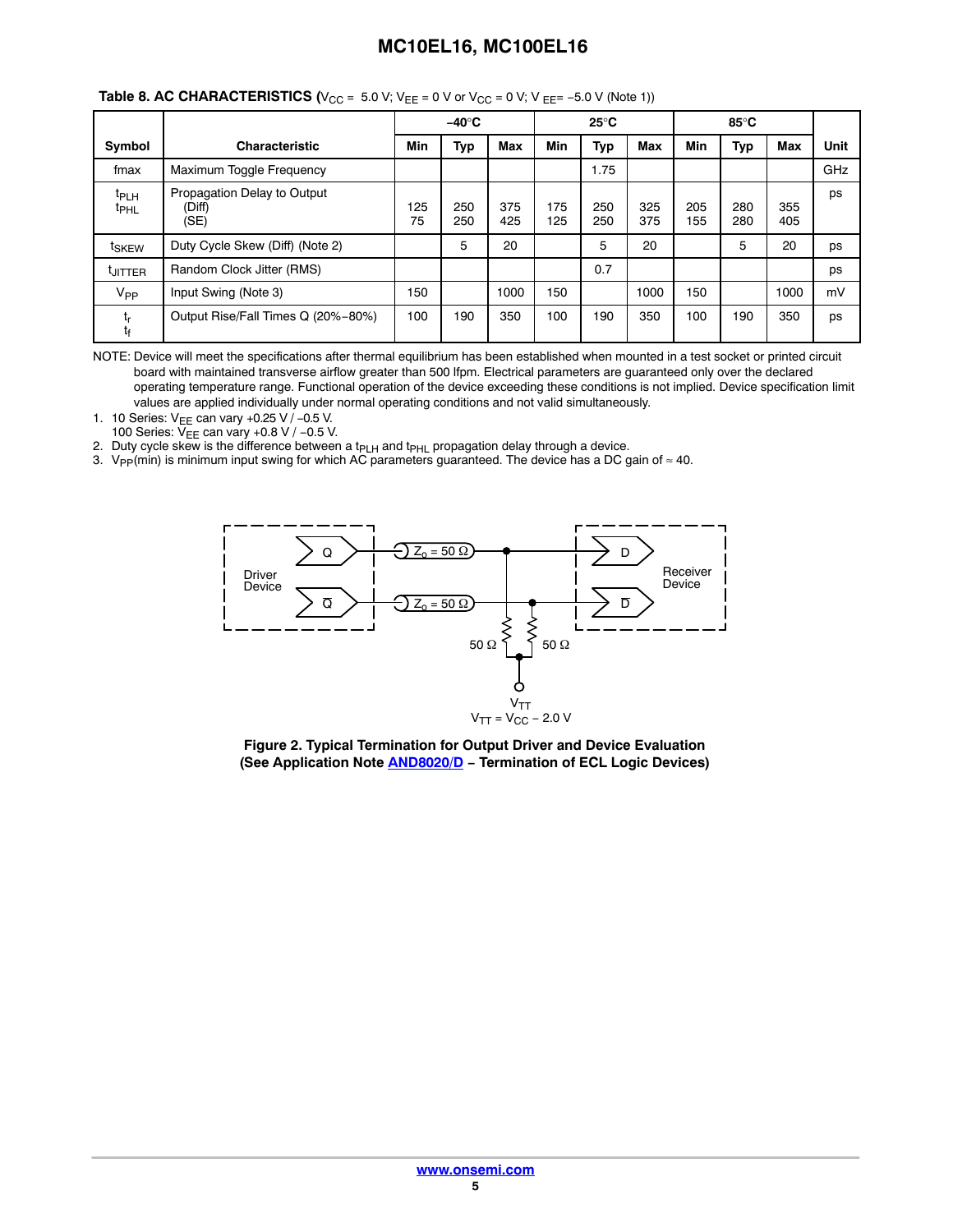**Table 8. AC CHARACTERISTICS** ($V_{CC}$ = 5.0 V; $V_{EE}$ = 0 V or $V_{CC}$ = 0 V; $V_{EE}$= −5.0 V (Note 1))

| Symbol | Characteristic | −40°C | | | 25°C | | | 85°C | | | Unit |
|---|---|---|---|---|---|---|---|---|---|---|---|
| | | Min | Typ | Max | Min | Typ | Max | Min | Typ | Max | |
| fmax | Maximum Toggle Frequency | | | | | 1.75 | | | | | GHz |
| $t_{PLH}$ $t_{PHL}$ | Propagation Delay to Output (Diff) (SE) | 125 75 | 250 250 | 375 425 | 175 125 | 250 250 | 325 375 | 205 155 | 280 280 | 355 405 | ps |
| $t_{SKEW}$ | Duty Cycle Skew (Diff) (Note 2) | | 5 | 20 | | 5 | 20 | | 5 | 20 | ps |
| $t_{JITTER}$ | Random Clock Jitter (RMS) | | | | | 0.7 | | | | | ps |
| $V_{PP}$ | Input Swing (Note 3) | 150 | | 1000 | 150 | | 1000 | 150 | | 1000 | mV |
| $t_r$ $t_f$ | Output Rise/Fall Times Q (20%−80%) | 100 | 190 | 350 | 100 | 190 | 350 | 100 | 190 | 350 | ps |

NOTE: Device will meet the specifications after thermal equilibrium has been established when mounted in a test socket or printed circuit board with maintained transverse airflow greater than 500 lfpm. Electrical parameters are guaranteed only over the declared operating temperature range. Functional operation of the device exceeding these conditions is not implied. Device specification limit values are applied individually under normal operating conditions and not valid simultaneously.

1. 10 Series: $V_{EE}$ can vary +0.25 V / −0.5 V.
   100 Series: $V_{EE}$ can vary +0.8 V / −0.5 V.
2. Duty cycle skew is the difference between a $t_{PLH}$ and $t_{PHL}$ propagation delay through a device.
3. $V_{PP}$(min) is minimum input swing for which AC parameters guaranteed. The device has a DC gain of ≈ 40.

**Figure 2. Typical Termination for Output Driver and Device Evaluation (See Application Note AND8020/D − Termination of ECL Logic Devices)**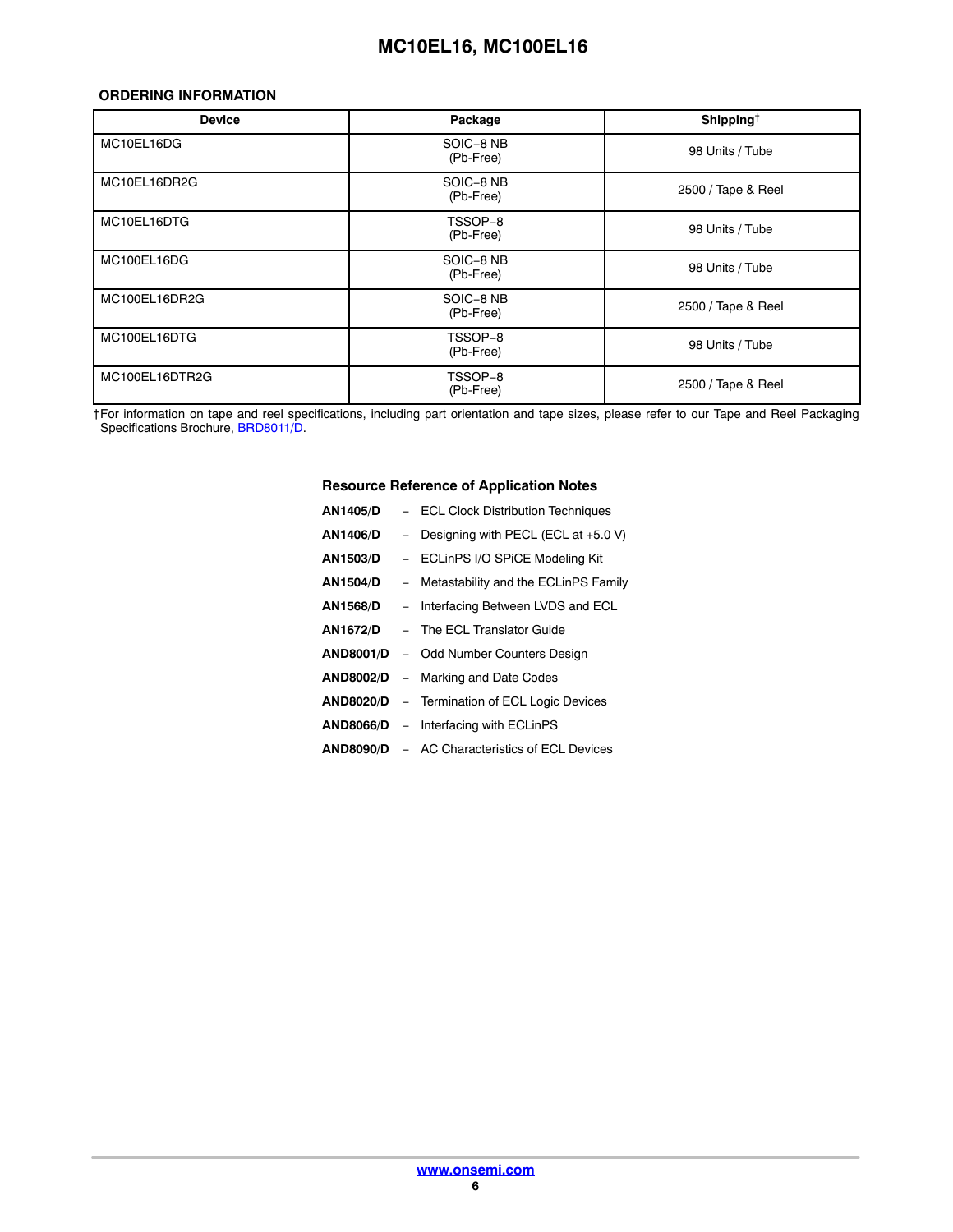## ORDERING INFORMATION

| Device | Package | Shipping† |
| --- | --- | --- |
| MC10EL16DG | SOIC−8 NB (Pb-Free) | 98 Units / Tube |
| MC10EL16DR2G | SOIC−8 NB (Pb-Free) | 2500 / Tape & Reel |
| MC10EL16DTG | TSSOP−8 (Pb-Free) | 98 Units / Tube |
| MC100EL16DG | SOIC−8 NB (Pb-Free) | 98 Units / Tube |
| MC100EL16DR2G | SOIC−8 NB (Pb-Free) | 2500 / Tape & Reel |
| MC100EL16DTG | TSSOP−8 (Pb-Free) | 98 Units / Tube |
| MC100EL16DTR2G | TSSOP−8 (Pb-Free) | 2500 / Tape & Reel |

†For information on tape and reel specifications, including part orientation and tape sizes, please refer to our Tape and Reel Packaging Specifications Brochure, BRD8011/D.

### Resource Reference of Application Notes

**AN1405/D** − ECL Clock Distribution Techniques

**AN1406/D** − Designing with PECL (ECL at +5.0 V)

**AN1503/D** − ECLinPS I/O SPiCE Modeling Kit

**AN1504/D** − Metastability and the ECLinPS Family

**AN1568/D** − Interfacing Between LVDS and ECL

**AN1672/D** − The ECL Translator Guide

**AND8001/D** − Odd Number Counters Design

**AND8002/D** − Marking and Date Codes

**AND8020/D** − Termination of ECL Logic Devices

**AND8066/D** − Interfacing with ECLinPS

**AND8090/D** − AC Characteristics of ECL Devices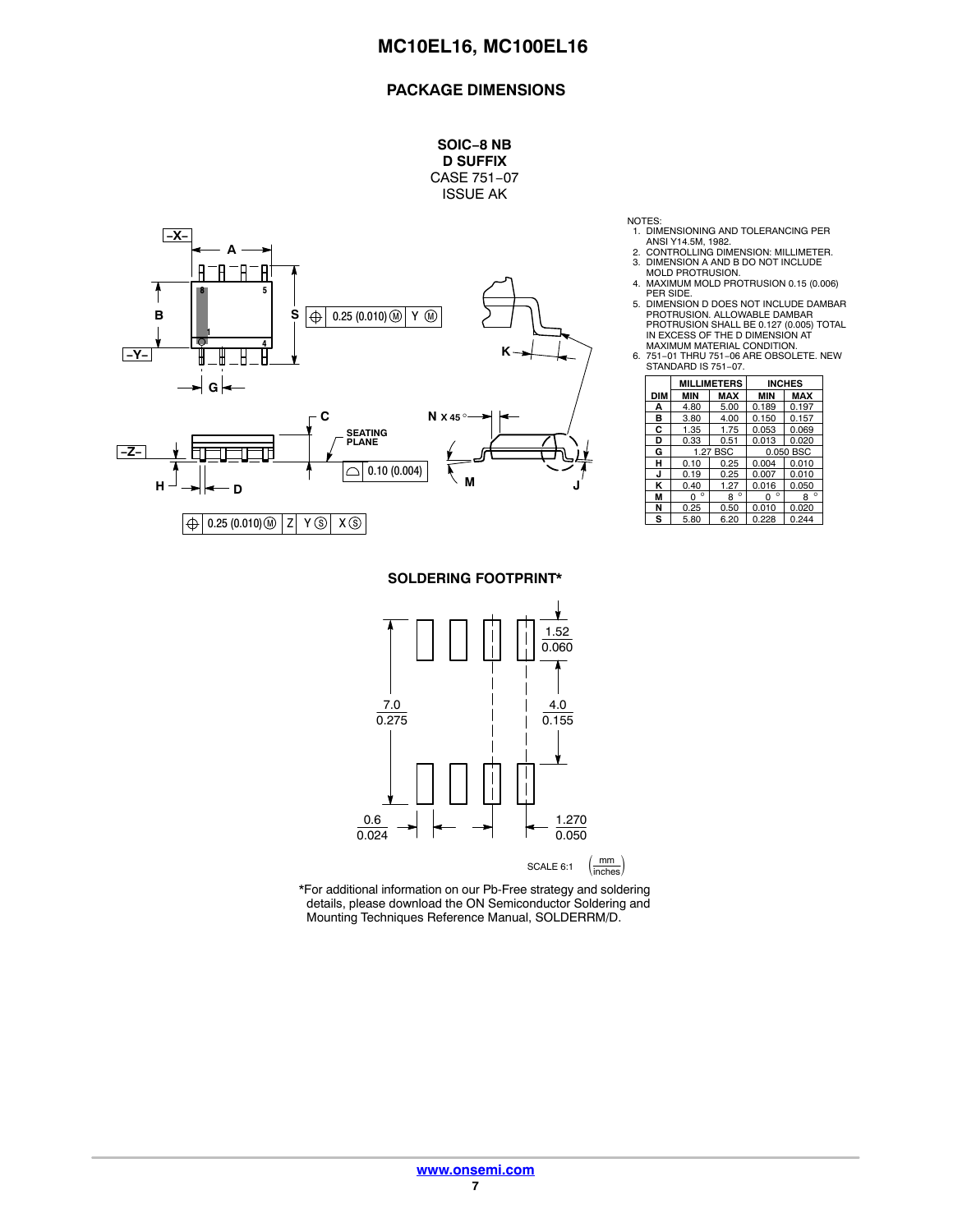## PACKAGE DIMENSIONS

**SOIC−8 NB**
**D SUFFIX**
CASE 751−07
ISSUE AK

NOTES:
1. DIMENSIONING AND TOLERANCING PER ANSI Y14.5M, 1982.
2. CONTROLLING DIMENSION: MILLIMETER.
3. DIMENSION A AND B DO NOT INCLUDE MOLD PROTRUSION.
4. MAXIMUM MOLD PROTRUSION 0.15 (0.006) PER SIDE.
5. DIMENSION D DOES NOT INCLUDE DAMBAR PROTRUSION. ALLOWABLE DAMBAR PROTRUSION SHALL BE 0.127 (0.005) TOTAL IN EXCESS OF THE D DIMENSION AT MAXIMUM MATERIAL CONDITION.
6. 751−01 THRU 751−06 ARE OBSOLETE. NEW STANDARD IS 751−07.

| DIM | MILLIMETERS MIN | MILLIMETERS MAX | INCHES MIN | INCHES MAX |
|---|---|---|---|---|
| A | 4.80 | 5.00 | 0.189 | 0.197 |
| B | 3.80 | 4.00 | 0.150 | 0.157 |
| C | 1.35 | 1.75 | 0.053 | 0.069 |
| D | 0.33 | 0.51 | 0.013 | 0.020 |
| G | 1.27 BSC | | 0.050 BSC | |
| H | 0.10 | 0.25 | 0.004 | 0.010 |
| J | 0.19 | 0.25 | 0.007 | 0.010 |
| K | 0.40 | 1.27 | 0.016 | 0.050 |
| M | 0 ° | 8 ° | 0 ° | 8 ° |
| N | 0.25 | 0.50 | 0.010 | 0.020 |
| S | 5.80 | 6.20 | 0.228 | 0.244 |

## SOLDERING FOOTPRINT*

SCALE 6:1 (mm / inches)

*For additional information on our Pb-Free strategy and soldering details, please download the ON Semiconductor Soldering and Mounting Techniques Reference Manual, SOLDERRM/D.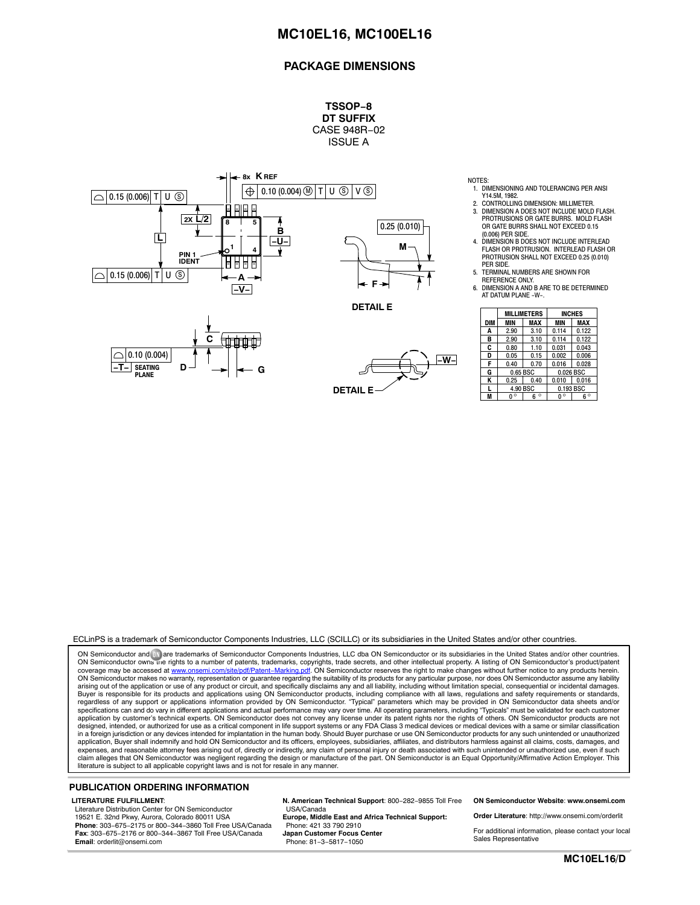## PACKAGE DIMENSIONS

**TSSOP−8**
**DT SUFFIX**
CASE 948R−02
ISSUE A

0.15 (0.006) T U S

8x K REF

0.10 (0.004) M T U S V S

2x L/2

L

B

−U−

PIN 1 IDENT

0.15 (0.006) T U S

A

−V−

0.25 (0.010)

M

F

DETAIL E

C

0.10 (0.004)

−T− SEATING PLANE

D

G

−W−

DETAIL E

NOTES:

1. DIMENSIONING AND TOLERANCING PER ANSI Y14.5M, 1982.
2. CONTROLLING DIMENSION: MILLIMETER.
3. DIMENSION A DOES NOT INCLUDE MOLD FLASH. PROTRUSIONS OR GATE BURRS. MOLD FLASH OR GATE BURRS SHALL NOT EXCEED 0.15 (0.006) PER SIDE.
4. DIMENSION B DOES NOT INCLUDE INTERLEAD FLASH OR PROTRUSION. INTERLEAD FLASH OR PROTRUSION SHALL NOT EXCEED 0.25 (0.010) PER SIDE.
5. TERMINAL NUMBERS ARE SHOWN FOR REFERENCE ONLY.
6. DIMENSION A AND B ARE TO BE DETERMINED AT DATUM PLANE -W-.

| | MILLIMETERS | | INCHES | |
|---|---|---|---|---|
| DIM | MIN | MAX | MIN | MAX |
| A | 2.90 | 3.10 | 0.114 | 0.122 |
| B | 2.90 | 3.10 | 0.114 | 0.122 |
| C | 0.80 | 1.10 | 0.031 | 0.043 |
| D | 0.05 | 0.15 | 0.002 | 0.006 |
| F | 0.40 | 0.70 | 0.016 | 0.028 |
| G | 0.65 BSC | | 0.026 BSC | |
| K | 0.25 | 0.40 | 0.010 | 0.016 |
| L | 4.90 BSC | | 0.193 BSC | |
| M | 0° | 6° | 0° | 6° |

ECLinPS is a trademark of Semiconductor Components Industries, LLC (SCILLC) or its subsidiaries in the United States and/or other countries.

ON Semiconductor and ON are trademarks of Semiconductor Components Industries, LLC dba ON Semiconductor or its subsidiaries in the United States and/or other countries. ON Semiconductor owns the rights to a number of patents, trademarks, copyrights, trade secrets, and other intellectual property. A listing of ON Semiconductor's product/patent coverage may be accessed at www.onsemi.com/site/pdf/Patent−Marking.pdf. ON Semiconductor reserves the right to make changes without further notice to any products herein. ON Semiconductor makes no warranty, representation or guarantee regarding the suitability of its products for any particular purpose, nor does ON Semiconductor assume any liability arising out of the application or use of any product or circuit, and specifically disclaims any and all liability, including without limitation special, consequential or incidental damages. Buyer is responsible for its products and applications using ON Semiconductor products, including compliance with all laws, regulations and safety requirements or standards, regardless of any support or applications information provided by ON Semiconductor. "Typical" parameters which may be provided in ON Semiconductor data sheets and/or specifications can and do vary in different applications and actual performance may vary over time. All operating parameters, including "Typicals" must be validated for each customer application by customer's technical experts. ON Semiconductor does not convey any license under its patent rights nor the rights of others. ON Semiconductor products are not designed, intended, or authorized for use as a critical component in life support systems or any FDA Class 3 medical devices or medical devices with a same or similar classification in a foreign jurisdiction or any devices intended for implantation in the human body. Should Buyer purchase or use ON Semiconductor products for any such unintended or unauthorized application, Buyer shall indemnify and hold ON Semiconductor and its officers, employees, subsidiaries, affiliates, and distributors harmless against all claims, costs, damages, and expenses, and reasonable attorney fees arising out of, directly or indirectly, any claim of personal injury or death associated with such unintended or unauthorized use, even if such claim alleges that ON Semiconductor was negligent regarding the design or manufacture of the part. ON Semiconductor is an Equal Opportunity/Affirmative Action Employer. This literature is subject to all applicable copyright laws and is not for resale in any manner.

### PUBLICATION ORDERING INFORMATION

**LITERATURE FULFILLMENT**:
Literature Distribution Center for ON Semiconductor
19521 E. 32nd Pkwy, Aurora, Colorado 80011 USA
**Phone**: 303−675−2175 or 800−344−3860 Toll Free USA/Canada
**Fax**: 303−675−2176 or 800−344−3867 Toll Free USA/Canada
**Email**: orderlit@onsemi.com

**N. American Technical Support**: 800−282−9855 Toll Free USA/Canada
**Europe, Middle East and Africa Technical Support:**
Phone: 421 33 790 2910
**Japan Customer Focus Center**
Phone: 81−3−5817−1050

**ON Semiconductor Website**: **www.onsemi.com**

**Order Literature**: http://www.onsemi.com/orderlit

For additional information, please contact your local Sales Representative

**MC10EL16/D**